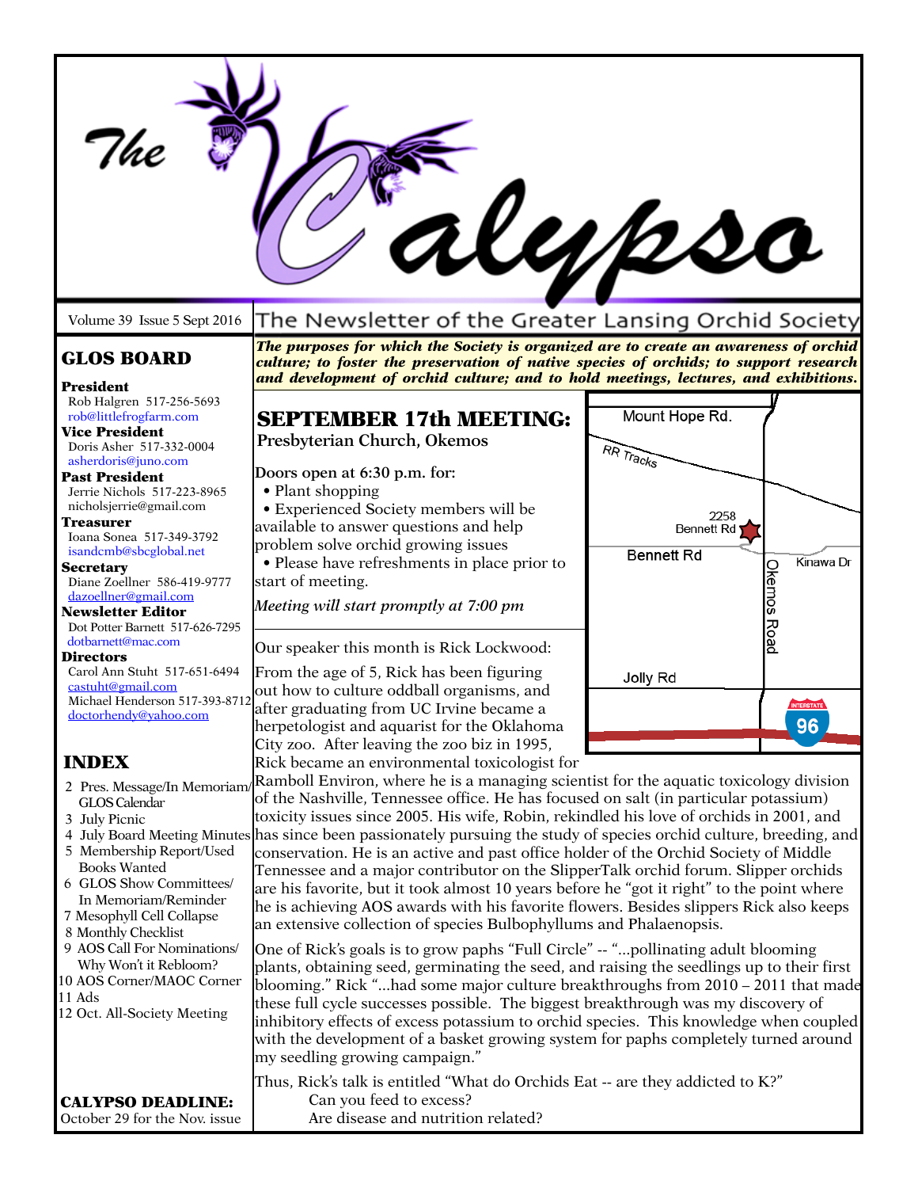# The Calypso

Volume 39 Issue 5 Sept 2016

The Newsletter of the Greater Lansing Orchid Society

***The purposes for which the Society is organized are to create an awareness of orchid culture; to foster the preservation of native species of orchids; to support research and development of orchid culture; and to hold meetings, lectures, and exhibitions.***

## GLOS BOARD

**President**
Rob Halgren 517-256-5693
rob@littlefrogfarm.com

**Vice President**
Doris Asher 517-332-0004
asherdoris@juno.com

**Past President**
Jerrie Nichols 517-223-8965
nicholsjerrie@gmail.com

**Treasurer**
Ioana Sonea 517-349-3792
isandcmb@sbcglobal.net

**Secretary**
Diane Zoellner 586-419-9777
dazoellner@gmail.com

**Newsletter Editor**
Dot Potter Barnett 517-626-7295
dotbarnett@mac.com

**Directors**
Carol Ann Stuht 517-651-6494
castuht@gmail.com
Michael Henderson 517-393-8712
doctorhendy@yahoo.com

## INDEX

- 2 Pres. Message/In Memoriam/ GLOS Calendar
- 3 July Picnic
- 4 July Board Meeting Minutes
- 5 Membership Report/Used Books Wanted
- 6 GLOS Show Committees/ In Memoriam/Reminder
- 7 Mesophyll Cell Collapse
- 8 Monthly Checklist
- 9 AOS Call For Nominations/ Why Won't it Rebloom?
- 10 AOS Corner/MAOC Corner
- 11 Ads
- 12 Oct. All-Society Meeting

**CALYPSO DEADLINE:**
October 29 for the Nov. issue

## SEPTEMBER 17th MEETING:

**Presbyterian Church, Okemos**

**Doors open at 6:30 p.m. for:**

- Plant shopping
- Experienced Society members will be available to answer questions and help problem solve orchid growing issues
- Please have refreshments in place prior to start of meeting.

*Meeting will start promptly at 7:00 pm*

Mount Hope Rd. | RR Tracks | 2258 Bennett Rd | Bennett Rd | Kinawa Dr | Okemos Road | Jolly Rd | 96

Our speaker this month is Rick Lockwood:

From the age of 5, Rick has been figuring out how to culture oddball organisms, and after graduating from UC Irvine became a herpetologist and aquarist for the Oklahoma City zoo. After leaving the zoo biz in 1995, Rick became an environmental toxicologist for Ramboll Environ, where he is a managing scientist for the aquatic toxicology division of the Nashville, Tennessee office. He has focused on salt (in particular potassium) toxicity issues since 2005. His wife, Robin, rekindled his love of orchids in 2001, and has since been passionately pursuing the study of species orchid culture, breeding, and conservation. He is an active and past office holder of the Orchid Society of Middle Tennessee and a major contributor on the SlipperTalk orchid forum. Slipper orchids are his favorite, but it took almost 10 years before he "got it right" to the point where he is achieving AOS awards with his favorite flowers. Besides slippers Rick also keeps an extensive collection of species Bulbophyllums and Phalaenopsis.

One of Rick's goals is to grow paphs "Full Circle" -- "...pollinating adult blooming plants, obtaining seed, germinating the seed, and raising the seedlings up to their first blooming." Rick "...had some major culture breakthroughs from 2010 – 2011 that made these full cycle successes possible. The biggest breakthrough was my discovery of inhibitory effects of excess potassium to orchid species. This knowledge when coupled with the development of a basket growing system for paphs completely turned around my seedling growing campaign."

Thus, Rick's talk is entitled "What do Orchids Eat -- are they addicted to K?"
Can you feed to excess?
Are disease and nutrition related?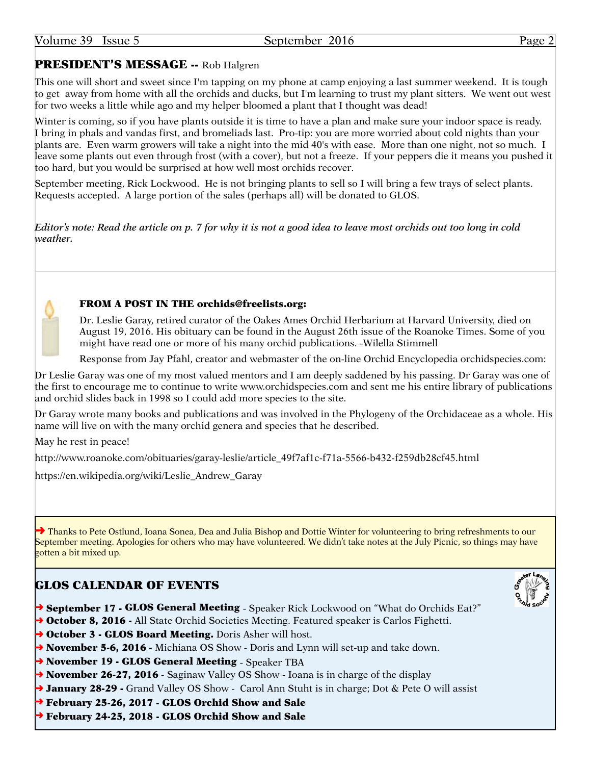## PRESIDENT'S MESSAGE -- Rob Halgren

This one will short and sweet since I'm tapping on my phone at camp enjoying a last summer weekend. It is tough to get away from home with all the orchids and ducks, but I'm learning to trust my plant sitters. We went out west for two weeks a little while ago and my helper bloomed a plant that I thought was dead!

Winter is coming, so if you have plants outside it is time to have a plan and make sure your indoor space is ready. I bring in phals and vandas first, and bromeliads last. Pro-tip: you are more worried about cold nights than your plants are. Even warm growers will take a night into the mid 40's with ease. More than one night, not so much. I leave some plants out even through frost (with a cover), but not a freeze. If your peppers die it means you pushed it too hard, but you would be surprised at how well most orchids recover.

September meeting, Rick Lockwood. He is not bringing plants to sell so I will bring a few trays of select plants. Requests accepted. A large portion of the sales (perhaps all) will be donated to GLOS.

*Editor's note: Read the article on p. 7 for why it is not a good idea to leave most orchids out too long in cold weather.*

---

### FROM A POST IN THE orchids@freelists.org:

Dr. Leslie Garay, retired curator of the Oakes Ames Orchid Herbarium at Harvard University, died on August 19, 2016. His obituary can be found in the August 26th issue of the Roanoke Times. Some of you might have read one or more of his many orchid publications. -Wilella Stimmell

Response from Jay Pfahl, creator and webmaster of the on-line Orchid Encyclopedia orchidspecies.com:

Dr Leslie Garay was one of my most valued mentors and I am deeply saddened by his passing. Dr Garay was one of the first to encourage me to continue to write www.orchidspecies.com and sent me his entire library of publications and orchid slides back in 1998 so I could add more species to the site.

Dr Garay wrote many books and publications and was involved in the Phylogeny of the Orchidaceae as a whole. His name will live on with the many orchid genera and species that he described.

May he rest in peace!

http://www.roanoke.com/obituaries/garay-leslie/article_49f7af1c-f71a-5566-b432-f259db28cf45.html

https://en.wikipedia.org/wiki/Leslie_Andrew_Garay

---

➔ Thanks to Pete Ostlund, Ioana Sonea, Dea and Julia Bishop and Dottie Winter for volunteering to bring refreshments to our September meeting. Apologies for others who may have volunteered. We didn't take notes at the July Picnic, so things may have gotten a bit mixed up.

---

## GLOS CALENDAR OF EVENTS

- **September 17 - GLOS General Meeting** - Speaker Rick Lockwood on "What do Orchids Eat?"
- **October 8, 2016 -** All State Orchid Societies Meeting. Featured speaker is Carlos Fighetti.
- **October 3 - GLOS Board Meeting.** Doris Asher will host.
- **November 5-6, 2016 -** Michiana OS Show - Doris and Lynn will set-up and take down.
- **November 19 - GLOS General Meeting** - Speaker TBA
- **November 26-27, 2016** - Saginaw Valley OS Show - Ioana is in charge of the display
- **January 28-29 -** Grand Valley OS Show - Carol Ann Stuht is in charge; Dot & Pete O will assist
- **February 25-26, 2017 - GLOS Orchid Show and Sale**
- **February 24-25, 2018 - GLOS Orchid Show and Sale**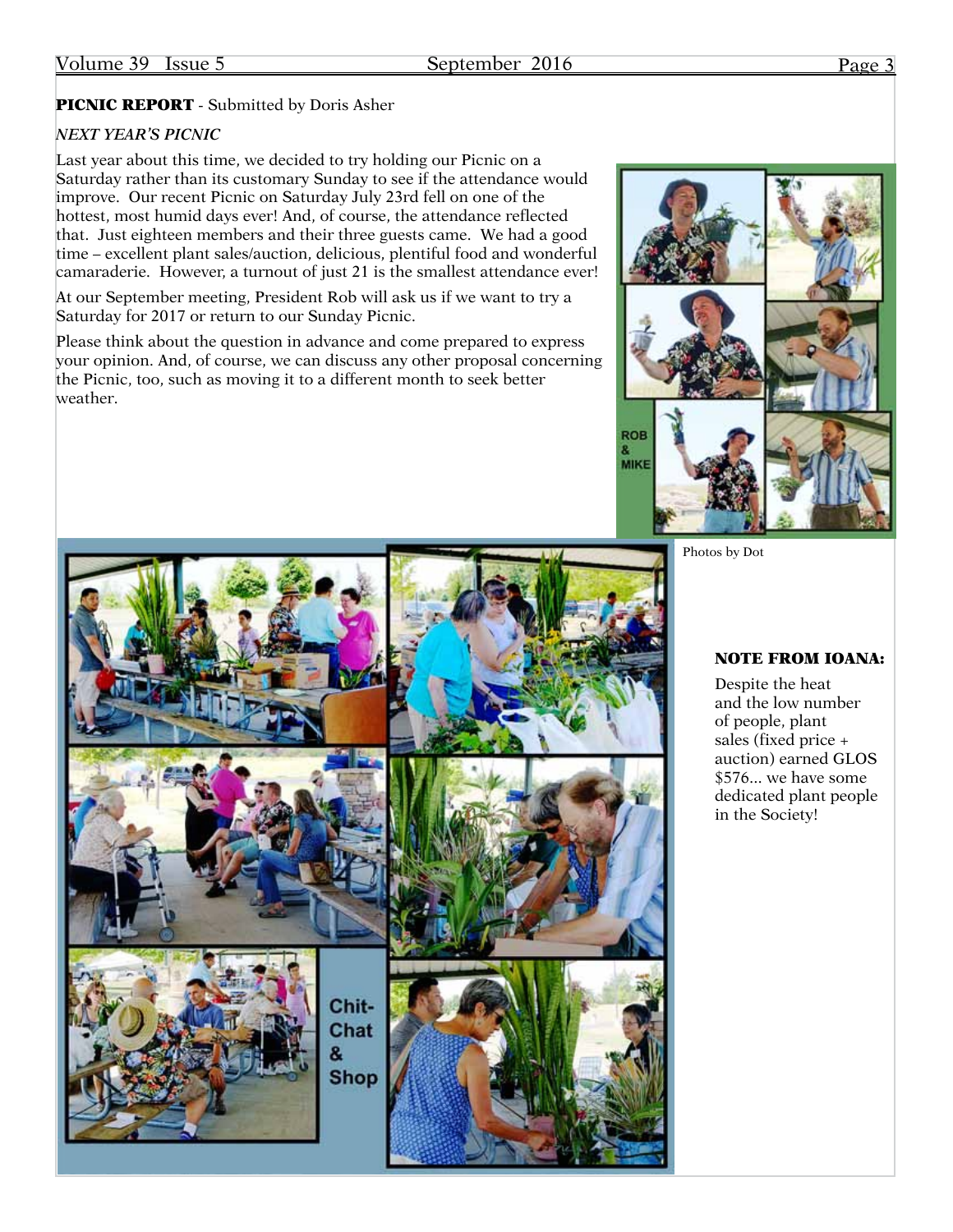**PICNIC REPORT** - Submitted by Doris Asher

*NEXT YEAR'S PICNIC*

Last year about this time, we decided to try holding our Picnic on a Saturday rather than its customary Sunday to see if the attendance would improve. Our recent Picnic on Saturday July 23rd fell on one of the hottest, most humid days ever! And, of course, the attendance reflected that. Just eighteen members and their three guests came. We had a good time – excellent plant sales/auction, delicious, plentiful food and wonderful camaraderie. However, a turnout of just 21 is the smallest attendance ever!

At our September meeting, President Rob will ask us if we want to try a Saturday for 2017 or return to our Sunday Picnic.

Please think about the question in advance and come prepared to express your opinion. And, of course, we can discuss any other proposal concerning the Picnic, too, such as moving it to a different month to seek better weather.

ROB & MIKE

Chit-Chat & Shop

Photos by Dot

**NOTE FROM IOANA:**

Despite the heat and the low number of people, plant sales (fixed price + auction) earned GLOS $576... we have some dedicated plant people in the Society!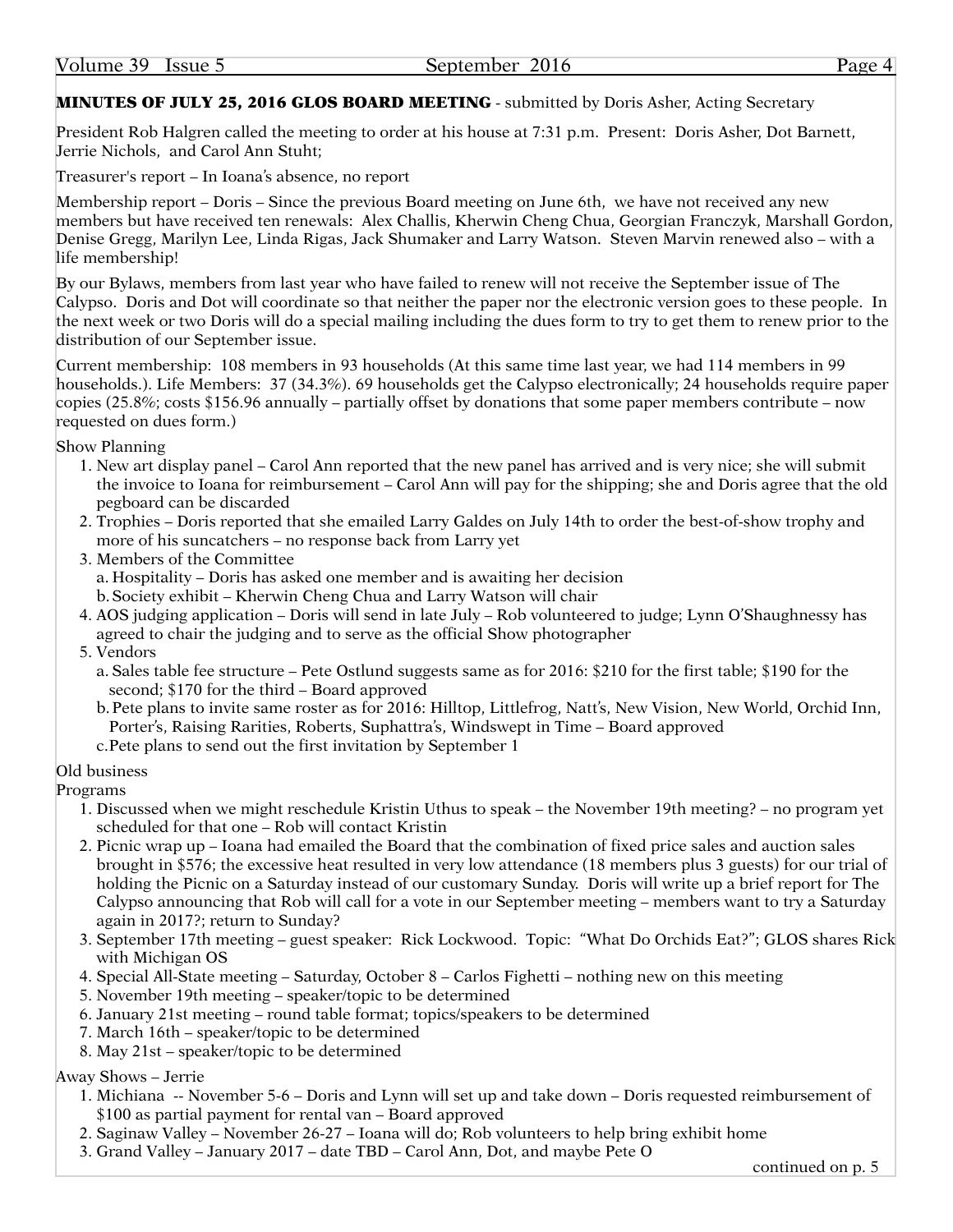**MINUTES OF JULY 25, 2016 GLOS BOARD MEETING** - submitted by Doris Asher, Acting Secretary

President Rob Halgren called the meeting to order at his house at 7:31 p.m. Present: Doris Asher, Dot Barnett, Jerrie Nichols, and Carol Ann Stuht;

Treasurer's report – In Ioana's absence, no report

Membership report – Doris – Since the previous Board meeting on June 6th, we have not received any new members but have received ten renewals: Alex Challis, Kherwin Cheng Chua, Georgian Franczyk, Marshall Gordon, Denise Gregg, Marilyn Lee, Linda Rigas, Jack Shumaker and Larry Watson. Steven Marvin renewed also – with a life membership!

By our Bylaws, members from last year who have failed to renew will not receive the September issue of The Calypso. Doris and Dot will coordinate so that neither the paper nor the electronic version goes to these people. In the next week or two Doris will do a special mailing including the dues form to try to get them to renew prior to the distribution of our September issue.

Current membership: 108 members in 93 households (At this same time last year, we had 114 members in 99 households.). Life Members: 37 (34.3%). 69 households get the Calypso electronically; 24 households require paper copies (25.8%; costs $156.96 annually – partially offset by donations that some paper members contribute – now requested on dues form.)

Show Planning

1. New art display panel – Carol Ann reported that the new panel has arrived and is very nice; she will submit the invoice to Ioana for reimbursement – Carol Ann will pay for the shipping; she and Doris agree that the old pegboard can be discarded
2. Trophies – Doris reported that she emailed Larry Galdes on July 14th to order the best-of-show trophy and more of his suncatchers – no response back from Larry yet
3. Members of the Committee
   a. Hospitality – Doris has asked one member and is awaiting her decision
   b. Society exhibit – Kherwin Cheng Chua and Larry Watson will chair
4. AOS judging application – Doris will send in late July – Rob volunteered to judge; Lynn O'Shaughnessy has agreed to chair the judging and to serve as the official Show photographer
5. Vendors
   a. Sales table fee structure – Pete Ostlund suggests same as for 2016: $210 for the first table; $190 for the second; $170 for the third – Board approved
   b. Pete plans to invite same roster as for 2016: Hilltop, Littlefrog, Natt's, New Vision, New World, Orchid Inn, Porter's, Raising Rarities, Roberts, Suphattra's, Windswept in Time – Board approved
   c. Pete plans to send out the first invitation by September 1

Old business

Programs

1. Discussed when we might reschedule Kristin Uthus to speak – the November 19th meeting? – no program yet scheduled for that one – Rob will contact Kristin
2. Picnic wrap up – Ioana had emailed the Board that the combination of fixed price sales and auction sales brought in $576; the excessive heat resulted in very low attendance (18 members plus 3 guests) for our trial of holding the Picnic on a Saturday instead of our customary Sunday. Doris will write up a brief report for The Calypso announcing that Rob will call for a vote in our September meeting – members want to try a Saturday again in 2017?; return to Sunday?
3. September 17th meeting – guest speaker: Rick Lockwood. Topic: "What Do Orchids Eat?"; GLOS shares Rick with Michigan OS
4. Special All-State meeting – Saturday, October 8 – Carlos Fighetti – nothing new on this meeting
5. November 19th meeting – speaker/topic to be determined
6. January 21st meeting – round table format; topics/speakers to be determined
7. March 16th – speaker/topic to be determined
8. May 21st – speaker/topic to be determined

Away Shows – Jerrie

1. Michiana -- November 5-6 – Doris and Lynn will set up and take down – Doris requested reimbursement of $100 as partial payment for rental van – Board approved
2. Saginaw Valley – November 26-27 – Ioana will do; Rob volunteers to help bring exhibit home
3. Grand Valley – January 2017 – date TBD – Carol Ann, Dot, and maybe Pete O

continued on p. 5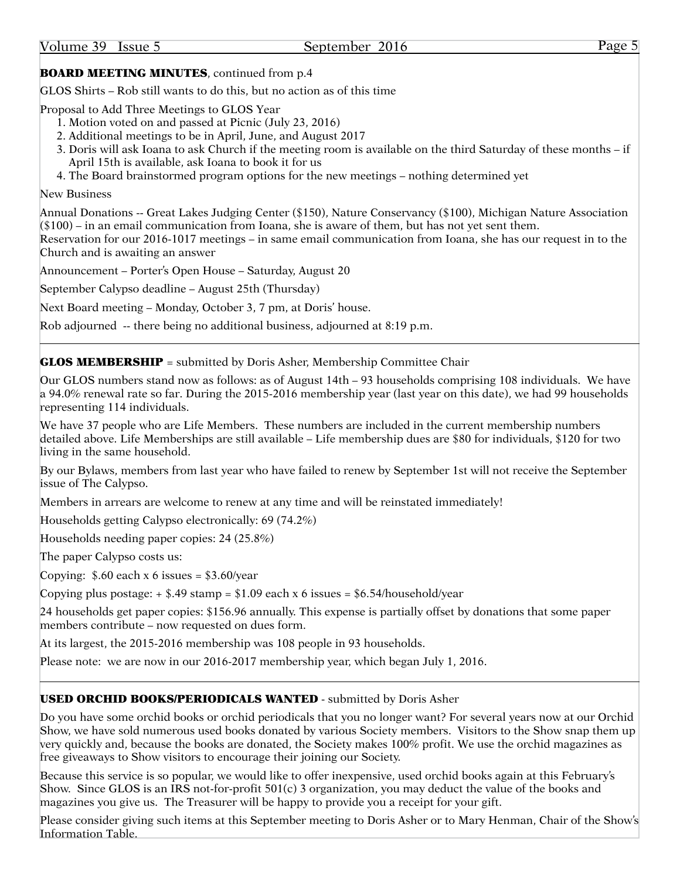**BOARD MEETING MINUTES**, continued from p.4

GLOS Shirts – Rob still wants to do this, but no action as of this time

Proposal to Add Three Meetings to GLOS Year

1. Motion voted on and passed at Picnic (July 23, 2016)
2. Additional meetings to be in April, June, and August 2017
3. Doris will ask Ioana to ask Church if the meeting room is available on the third Saturday of these months – if April 15th is available, ask Ioana to book it for us
4. The Board brainstormed program options for the new meetings – nothing determined yet

New Business

Annual Donations -- Great Lakes Judging Center ($150), Nature Conservancy ($100), Michigan Nature Association ($100) – in an email communication from Ioana, she is aware of them, but has not yet sent them.
Reservation for our 2016-1017 meetings – in same email communication from Ioana, she has our request in to the Church and is awaiting an answer

Announcement – Porter's Open House – Saturday, August 20

September Calypso deadline – August 25th (Thursday)

Next Board meeting – Monday, October 3, 7 pm, at Doris' house.

Rob adjourned -- there being no additional business, adjourned at 8:19 p.m.

---

**GLOS MEMBERSHIP** = submitted by Doris Asher, Membership Committee Chair

Our GLOS numbers stand now as follows: as of August 14th – 93 households comprising 108 individuals. We have a 94.0% renewal rate so far. During the 2015-2016 membership year (last year on this date), we had 99 households representing 114 individuals.

We have 37 people who are Life Members. These numbers are included in the current membership numbers detailed above. Life Memberships are still available – Life membership dues are $80 for individuals, $120 for two living in the same household.

By our Bylaws, members from last year who have failed to renew by September 1st will not receive the September issue of The Calypso.

Members in arrears are welcome to renew at any time and will be reinstated immediately!

Households getting Calypso electronically: 69 (74.2%)

Households needing paper copies: 24 (25.8%)

The paper Calypso costs us:

Copying: $.60 each x 6 issues = $3.60/year

Copying plus postage: + $.49 stamp = $1.09 each x 6 issues = $6.54/household/year

24 households get paper copies: $156.96 annually. This expense is partially offset by donations that some paper members contribute – now requested on dues form.

At its largest, the 2015-2016 membership was 108 people in 93 households.

Please note: we are now in our 2016-2017 membership year, which began July 1, 2016.

---

**USED ORCHID BOOKS/PERIODICALS WANTED** - submitted by Doris Asher

Do you have some orchid books or orchid periodicals that you no longer want? For several years now at our Orchid Show, we have sold numerous used books donated by various Society members. Visitors to the Show snap them up very quickly and, because the books are donated, the Society makes 100% profit. We use the orchid magazines as free giveaways to Show visitors to encourage their joining our Society.

Because this service is so popular, we would like to offer inexpensive, used orchid books again at this February's Show. Since GLOS is an IRS not-for-profit 501(c) 3 organization, you may deduct the value of the books and magazines you give us. The Treasurer will be happy to provide you a receipt for your gift.

Please consider giving such items at this September meeting to Doris Asher or to Mary Henman, Chair of the Show's Information Table.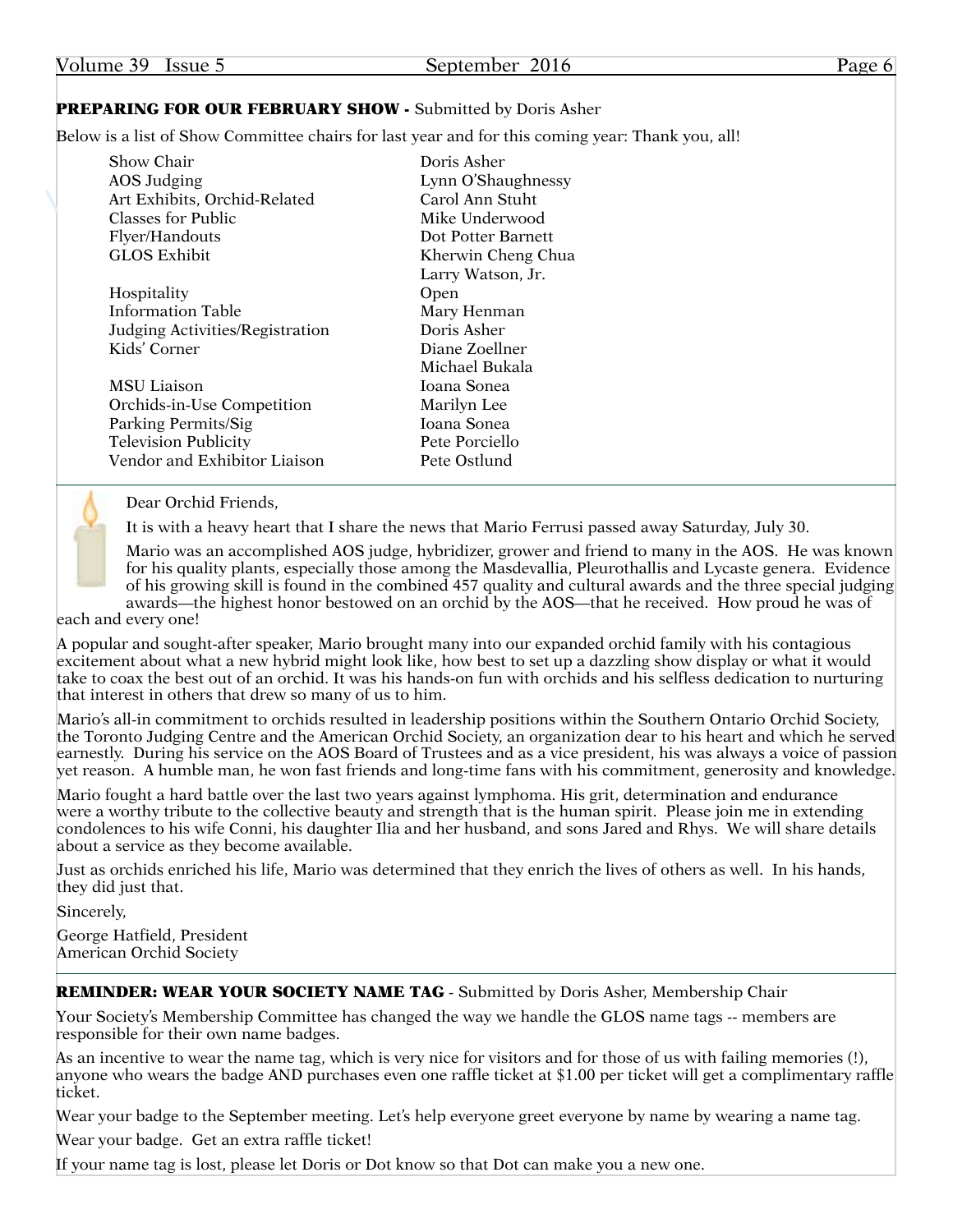**PREPARING FOR OUR FEBRUARY SHOW -** Submitted by Doris Asher

Below is a list of Show Committee chairs for last year and for this coming year: Thank you, all!

| | |
|---|---|
| Show Chair | Doris Asher |
| AOS Judging | Lynn O'Shaughnessy |
| Art Exhibits, Orchid-Related | Carol Ann Stuht |
| Classes for Public | Mike Underwood |
| Flyer/Handouts | Dot Potter Barnett |
| GLOS Exhibit | Kherwin Cheng Chua |
| | Larry Watson, Jr. |
| Hospitality | Open |
| Information Table | Mary Henman |
| Judging Activities/Registration | Doris Asher |
| Kids' Corner | Diane Zoellner |
| | Michael Bukala |
| MSU Liaison | Ioana Sonea |
| Orchids-in-Use Competition | Marilyn Lee |
| Parking Permits/Sig | Ioana Sonea |
| Television Publicity | Pete Porciello |
| Vendor and Exhibitor Liaison | Pete Ostlund |

---

Dear Orchid Friends,

It is with a heavy heart that I share the news that Mario Ferrusi passed away Saturday, July 30.

Mario was an accomplished AOS judge, hybridizer, grower and friend to many in the AOS. He was known for his quality plants, especially those among the Masdevallia, Pleurothallis and Lycaste genera. Evidence of his growing skill is found in the combined 457 quality and cultural awards and the three special judging awards—the highest honor bestowed on an orchid by the AOS—that he received. How proud he was of each and every one!

A popular and sought-after speaker, Mario brought many into our expanded orchid family with his contagious excitement about what a new hybrid might look like, how best to set up a dazzling show display or what it would take to coax the best out of an orchid. It was his hands-on fun with orchids and his selfless dedication to nurturing that interest in others that drew so many of us to him.

Mario's all-in commitment to orchids resulted in leadership positions within the Southern Ontario Orchid Society, the Toronto Judging Centre and the American Orchid Society, an organization dear to his heart and which he served earnestly. During his service on the AOS Board of Trustees and as a vice president, his was always a voice of passion yet reason. A humble man, he won fast friends and long-time fans with his commitment, generosity and knowledge.

Mario fought a hard battle over the last two years against lymphoma. His grit, determination and endurance were a worthy tribute to the collective beauty and strength that is the human spirit. Please join me in extending condolences to his wife Conni, his daughter Ilia and her husband, and sons Jared and Rhys. We will share details about a service as they become available.

Just as orchids enriched his life, Mario was determined that they enrich the lives of others as well. In his hands, they did just that.

Sincerely,

George Hatfield, President
American Orchid Society

---

**REMINDER: WEAR YOUR SOCIETY NAME TAG** - Submitted by Doris Asher, Membership Chair

Your Society's Membership Committee has changed the way we handle the GLOS name tags -- members are responsible for their own name badges.

As an incentive to wear the name tag, which is very nice for visitors and for those of us with failing memories (!), anyone who wears the badge AND purchases even one raffle ticket at $1.00 per ticket will get a complimentary raffle ticket.

Wear your badge to the September meeting. Let's help everyone greet everyone by name by wearing a name tag.

Wear your badge. Get an extra raffle ticket!

If your name tag is lost, please let Doris or Dot know so that Dot can make you a new one.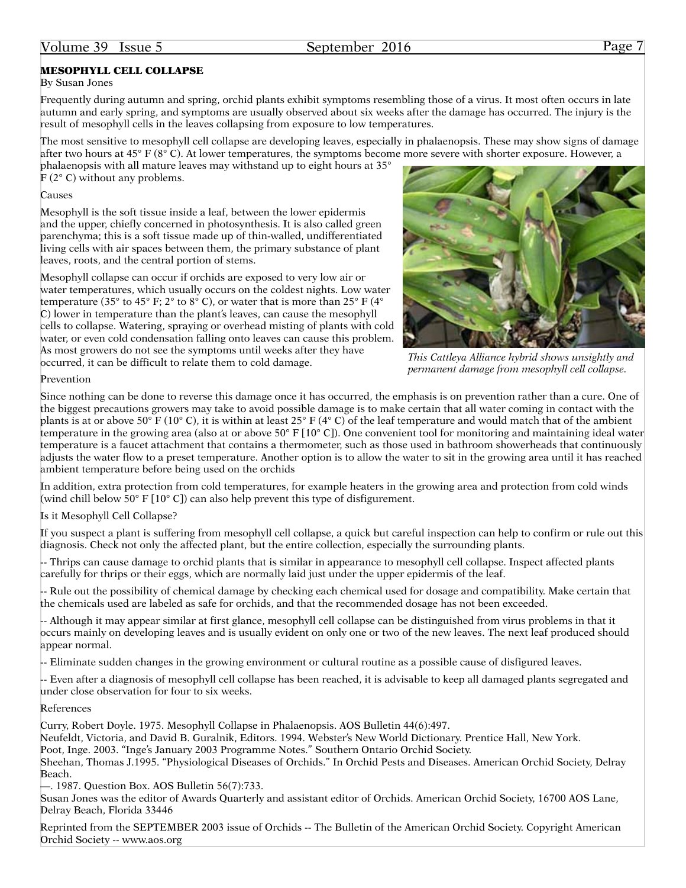## MESOPHYLL CELL COLLAPSE

By Susan Jones

Frequently during autumn and spring, orchid plants exhibit symptoms resembling those of a virus. It most often occurs in late autumn and early spring, and symptoms are usually observed about six weeks after the damage has occurred. The injury is the result of mesophyll cells in the leaves collapsing from exposure to low temperatures.

The most sensitive to mesophyll cell collapse are developing leaves, especially in phalaenopsis. These may show signs of damage after two hours at 45° F (8° C). At lower temperatures, the symptoms become more severe with shorter exposure. However, a phalaenopsis with all mature leaves may withstand up to eight hours at 35° F (2° C) without any problems.

### Causes

Mesophyll is the soft tissue inside a leaf, between the lower epidermis and the upper, chiefly concerned in photosynthesis. It is also called green parenchyma; this is a soft tissue made up of thin-walled, undifferentiated living cells with air spaces between them, the primary substance of plant leaves, roots, and the central portion of stems.

Mesophyll collapse can occur if orchids are exposed to very low air or water temperatures, which usually occurs on the coldest nights. Low water temperature (35° to 45° F; 2° to 8° C), or water that is more than 25° F (4° C) lower in temperature than the plant's leaves, can cause the mesophyll cells to collapse. Watering, spraying or overhead misting of plants with cold water, or even cold condensation falling onto leaves can cause this problem. As most growers do not see the symptoms until weeks after they have occurred, it can be difficult to relate them to cold damage.

*This Cattleya Alliance hybrid shows unsightly and permanent damage from mesophyll cell collapse.*

### Prevention

Since nothing can be done to reverse this damage once it has occurred, the emphasis is on prevention rather than a cure. One of the biggest precautions growers may take to avoid possible damage is to make certain that all water coming in contact with the plants is at or above 50° F (10° C), it is within at least 25° F (4° C) of the leaf temperature and would match that of the ambient temperature in the growing area (also at or above 50° F [10° C]). One convenient tool for monitoring and maintaining ideal water temperature is a faucet attachment that contains a thermometer, such as those used in bathroom showerheads that continuously adjusts the water flow to a preset temperature. Another option is to allow the water to sit in the growing area until it has reached ambient temperature before being used on the orchids

In addition, extra protection from cold temperatures, for example heaters in the growing area and protection from cold winds (wind chill below 50° F [10° C]) can also help prevent this type of disfigurement.

### Is it Mesophyll Cell Collapse?

If you suspect a plant is suffering from mesophyll cell collapse, a quick but careful inspection can help to confirm or rule out this diagnosis. Check not only the affected plant, but the entire collection, especially the surrounding plants.

-- Thrips can cause damage to orchid plants that is similar in appearance to mesophyll cell collapse. Inspect affected plants carefully for thrips or their eggs, which are normally laid just under the upper epidermis of the leaf.

-- Rule out the possibility of chemical damage by checking each chemical used for dosage and compatibility. Make certain that the chemicals used are labeled as safe for orchids, and that the recommended dosage has not been exceeded.

-- Although it may appear similar at first glance, mesophyll cell collapse can be distinguished from virus problems in that it occurs mainly on developing leaves and is usually evident on only one or two of the new leaves. The next leaf produced should appear normal.

-- Eliminate sudden changes in the growing environment or cultural routine as a possible cause of disfigured leaves.

-- Even after a diagnosis of mesophyll cell collapse has been reached, it is advisable to keep all damaged plants segregated and under close observation for four to six weeks.

### References

Curry, Robert Doyle. 1975. Mesophyll Collapse in Phalaenopsis. AOS Bulletin 44(6):497.
Neufeldt, Victoria, and David B. Guralnik, Editors. 1994. Webster's New World Dictionary. Prentice Hall, New York.
Poot, Inge. 2003. "Inge's January 2003 Programme Notes." Southern Ontario Orchid Society.
Sheehan, Thomas J.1995. "Physiological Diseases of Orchids." In Orchid Pests and Diseases. American Orchid Society, Delray Beach.
—. 1987. Question Box. AOS Bulletin 56(7):733.
Susan Jones was the editor of Awards Quarterly and assistant editor of Orchids. American Orchid Society, 16700 AOS Lane, Delray Beach, Florida 33446

Reprinted from the SEPTEMBER 2003 issue of Orchids -- The Bulletin of the American Orchid Society. Copyright American Orchid Society -- www.aos.org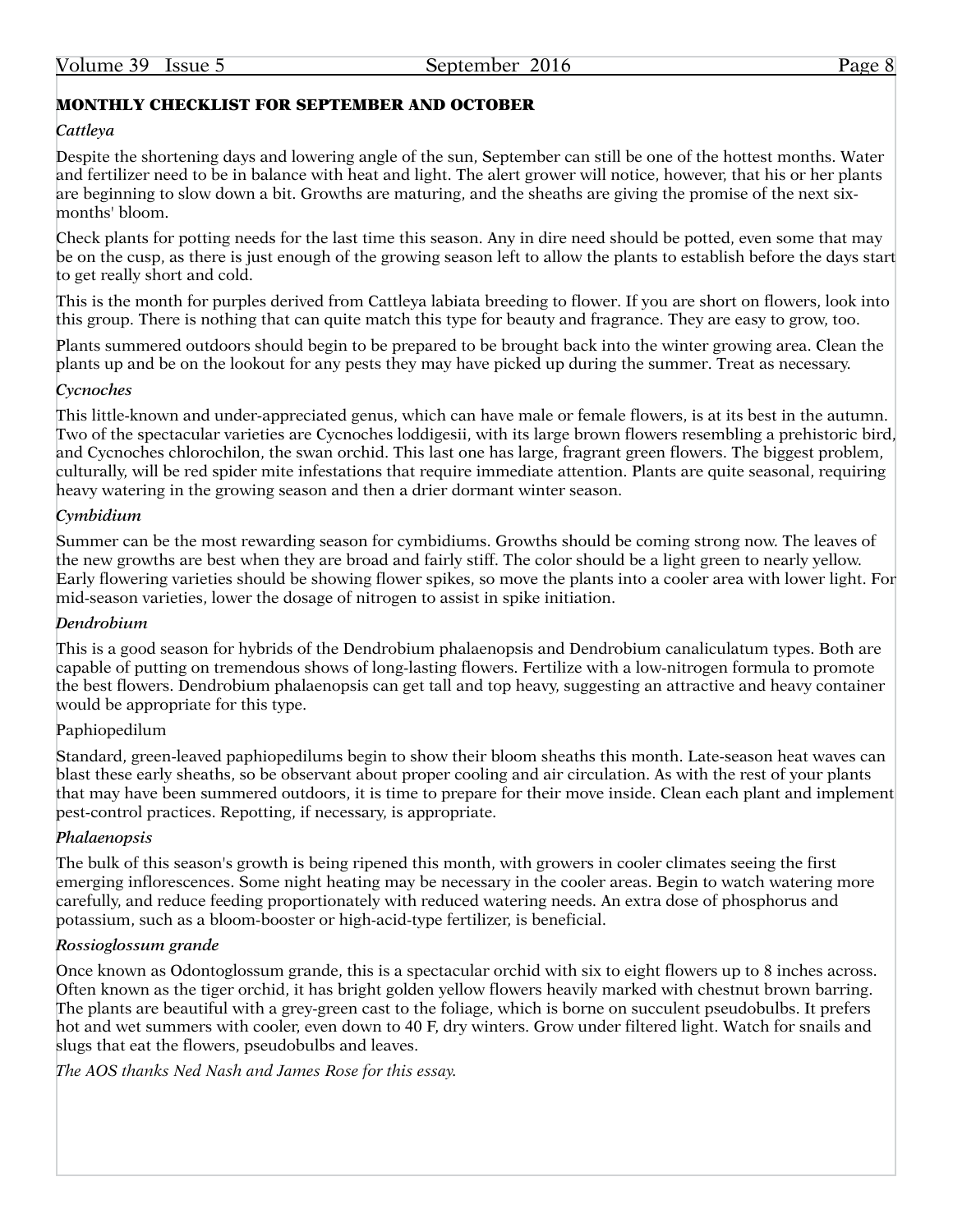## MONTHLY CHECKLIST FOR SEPTEMBER AND OCTOBER

### *Cattleya*

Despite the shortening days and lowering angle of the sun, September can still be one of the hottest months. Water and fertilizer need to be in balance with heat and light. The alert grower will notice, however, that his or her plants are beginning to slow down a bit. Growths are maturing, and the sheaths are giving the promise of the next six-months' bloom.

Check plants for potting needs for the last time this season. Any in dire need should be potted, even some that may be on the cusp, as there is just enough of the growing season left to allow the plants to establish before the days start to get really short and cold.

This is the month for purples derived from Cattleya labiata breeding to flower. If you are short on flowers, look into this group. There is nothing that can quite match this type for beauty and fragrance. They are easy to grow, too.

Plants summered outdoors should begin to be prepared to be brought back into the winter growing area. Clean the plants up and be on the lookout for any pests they may have picked up during the summer. Treat as necessary.

### *Cycnoches*

This little-known and under-appreciated genus, which can have male or female flowers, is at its best in the autumn. Two of the spectacular varieties are Cycnoches loddigesii, with its large brown flowers resembling a prehistoric bird, and Cycnoches chlorochilon, the swan orchid. This last one has large, fragrant green flowers. The biggest problem, culturally, will be red spider mite infestations that require immediate attention. Plants are quite seasonal, requiring heavy watering in the growing season and then a drier dormant winter season.

### *Cymbidium*

Summer can be the most rewarding season for cymbidiums. Growths should be coming strong now. The leaves of the new growths are best when they are broad and fairly stiff. The color should be a light green to nearly yellow. Early flowering varieties should be showing flower spikes, so move the plants into a cooler area with lower light. For mid-season varieties, lower the dosage of nitrogen to assist in spike initiation.

### *Dendrobium*

This is a good season for hybrids of the Dendrobium phalaenopsis and Dendrobium canaliculatum types. Both are capable of putting on tremendous shows of long-lasting flowers. Fertilize with a low-nitrogen formula to promote the best flowers. Dendrobium phalaenopsis can get tall and top heavy, suggesting an attractive and heavy container would be appropriate for this type.

### Paphiopedilum

Standard, green-leaved paphiopedilums begin to show their bloom sheaths this month. Late-season heat waves can blast these early sheaths, so be observant about proper cooling and air circulation. As with the rest of your plants that may have been summered outdoors, it is time to prepare for their move inside. Clean each plant and implement pest-control practices. Repotting, if necessary, is appropriate.

### *Phalaenopsis*

The bulk of this season's growth is being ripened this month, with growers in cooler climates seeing the first emerging inflorescences. Some night heating may be necessary in the cooler areas. Begin to watch watering more carefully, and reduce feeding proportionately with reduced watering needs. An extra dose of phosphorus and potassium, such as a bloom-booster or high-acid-type fertilizer, is beneficial.

### *Rossioglossum grande*

Once known as Odontoglossum grande, this is a spectacular orchid with six to eight flowers up to 8 inches across. Often known as the tiger orchid, it has bright golden yellow flowers heavily marked with chestnut brown barring. The plants are beautiful with a grey-green cast to the foliage, which is borne on succulent pseudobulbs. It prefers hot and wet summers with cooler, even down to 40 F, dry winters. Grow under filtered light. Watch for snails and slugs that eat the flowers, pseudobulbs and leaves.

*The AOS thanks Ned Nash and James Rose for this essay.*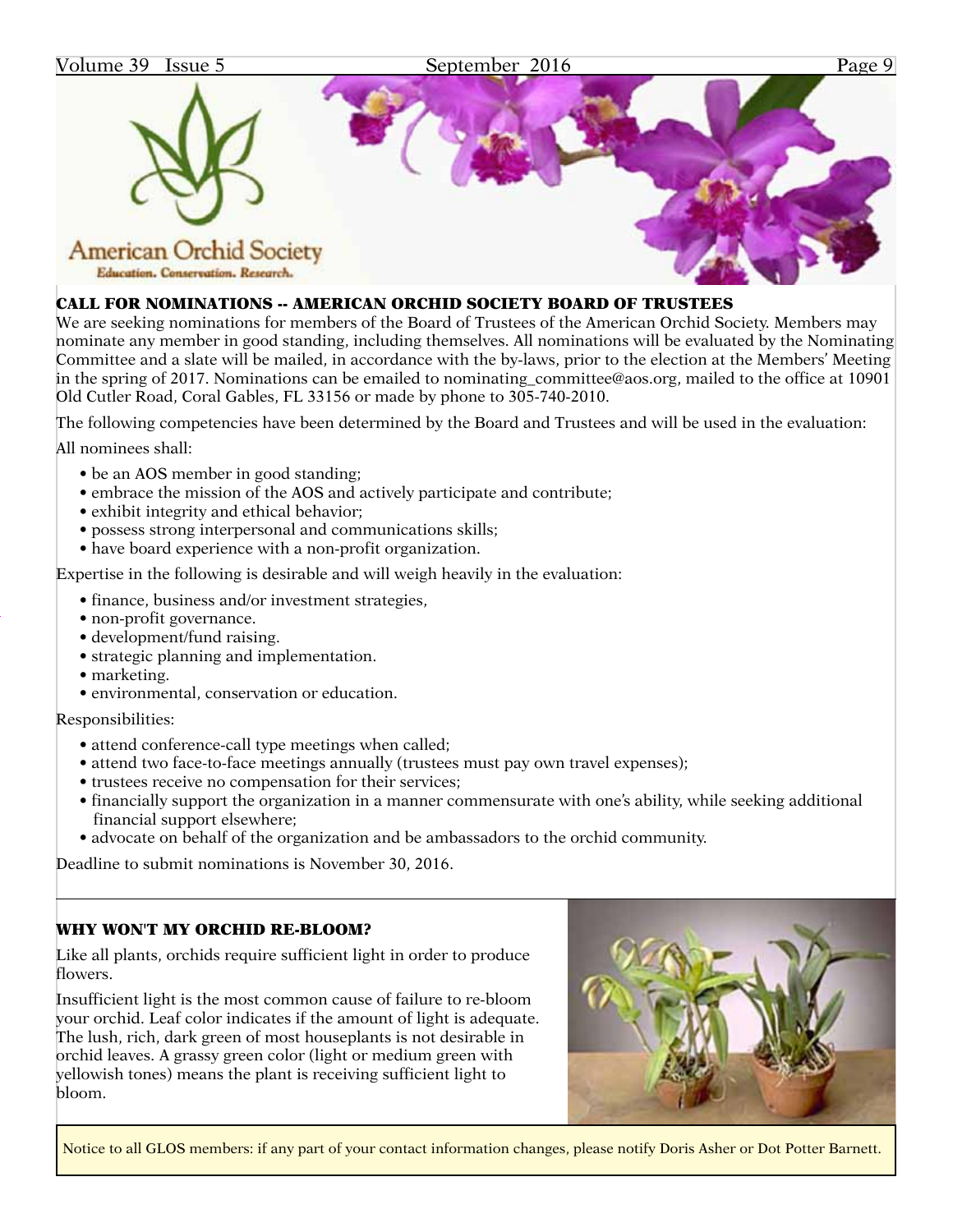American Orchid Society

Education. Conservation. Research.

## CALL FOR NOMINATIONS -- AMERICAN ORCHID SOCIETY BOARD OF TRUSTEES

We are seeking nominations for members of the Board of Trustees of the American Orchid Society. Members may nominate any member in good standing, including themselves. All nominations will be evaluated by the Nominating Committee and a slate will be mailed, in accordance with the by-laws, prior to the election at the Members' Meeting in the spring of 2017. Nominations can be emailed to nominating_committee@aos.org, mailed to the office at 10901 Old Cutler Road, Coral Gables, FL 33156 or made by phone to 305-740-2010.

The following competencies have been determined by the Board and Trustees and will be used in the evaluation:

All nominees shall:

- be an AOS member in good standing;
- embrace the mission of the AOS and actively participate and contribute;
- exhibit integrity and ethical behavior;
- possess strong interpersonal and communications skills;
- have board experience with a non-profit organization.

Expertise in the following is desirable and will weigh heavily in the evaluation:

- finance, business and/or investment strategies,
- non-profit governance.
- development/fund raising.
- strategic planning and implementation.
- marketing.
- environmental, conservation or education.

Responsibilities:

- attend conference-call type meetings when called;
- attend two face-to-face meetings annually (trustees must pay own travel expenses);
- trustees receive no compensation for their services;
- financially support the organization in a manner commensurate with one's ability, while seeking additional financial support elsewhere;
- advocate on behalf of the organization and be ambassadors to the orchid community.

Deadline to submit nominations is November 30, 2016.

## WHY WON'T MY ORCHID RE-BLOOM?

Like all plants, orchids require sufficient light in order to produce flowers.

Insufficient light is the most common cause of failure to re-bloom your orchid. Leaf color indicates if the amount of light is adequate. The lush, rich, dark green of most houseplants is not desirable in orchid leaves. A grassy green color (light or medium green with yellowish tones) means the plant is receiving sufficient light to bloom.

Notice to all GLOS members: if any part of your contact information changes, please notify Doris Asher or Dot Potter Barnett.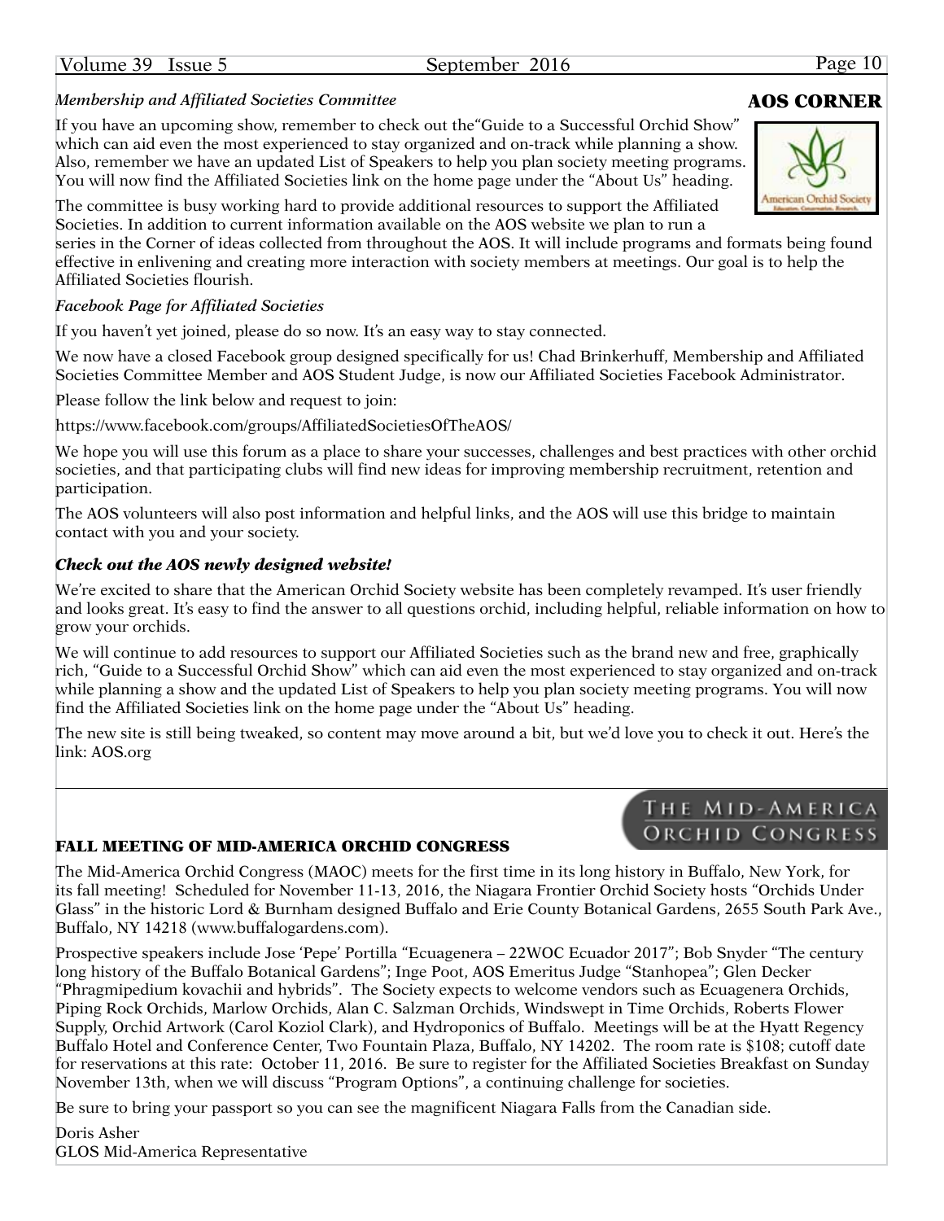## AOS CORNER

*Membership and Affiliated Societies Committee*

If you have an upcoming show, remember to check out the"Guide to a Successful Orchid Show" which can aid even the most experienced to stay organized and on-track while planning a show. Also, remember we have an updated List of Speakers to help you plan society meeting programs. You will now find the Affiliated Societies link on the home page under the "About Us" heading.

The committee is busy working hard to provide additional resources to support the Affiliated Societies. In addition to current information available on the AOS website we plan to run a series in the Corner of ideas collected from throughout the AOS. It will include programs and formats being found effective in enlivening and creating more interaction with society members at meetings. Our goal is to help the Affiliated Societies flourish.

*Facebook Page for Affiliated Societies*

If you haven't yet joined, please do so now. It's an easy way to stay connected.

We now have a closed Facebook group designed specifically for us! Chad Brinkerhuff, Membership and Affiliated Societies Committee Member and AOS Student Judge, is now our Affiliated Societies Facebook Administrator.

Please follow the link below and request to join:

https://www.facebook.com/groups/AffiliatedSocietiesOfTheAOS/

We hope you will use this forum as a place to share your successes, challenges and best practices with other orchid societies, and that participating clubs will find new ideas for improving membership recruitment, retention and participation.

The AOS volunteers will also post information and helpful links, and the AOS will use this bridge to maintain contact with you and your society.

***Check out the AOS newly designed website!***

We're excited to share that the American Orchid Society website has been completely revamped. It's user friendly and looks great. It's easy to find the answer to all questions orchid, including helpful, reliable information on how to grow your orchids.

We will continue to add resources to support our Affiliated Societies such as the brand new and free, graphically rich, "Guide to a Successful Orchid Show" which can aid even the most experienced to stay organized and on-track while planning a show and the updated List of Speakers to help you plan society meeting programs. You will now find the Affiliated Societies link on the home page under the "About Us" heading.

The new site is still being tweaked, so content may move around a bit, but we'd love you to check it out. Here's the link: AOS.org

---

THE MID-AMERICA ORCHID CONGRESS

## FALL MEETING OF MID-AMERICA ORCHID CONGRESS

The Mid-America Orchid Congress (MAOC) meets for the first time in its long history in Buffalo, New York, for its fall meeting! Scheduled for November 11-13, 2016, the Niagara Frontier Orchid Society hosts "Orchids Under Glass" in the historic Lord & Burnham designed Buffalo and Erie County Botanical Gardens, 2655 South Park Ave., Buffalo, NY 14218 (www.buffalogardens.com).

Prospective speakers include Jose 'Pepe' Portilla "Ecuagenera – 22WOC Ecuador 2017"; Bob Snyder "The century long history of the Buffalo Botanical Gardens"; Inge Poot, AOS Emeritus Judge "Stanhopea"; Glen Decker "Phragmipedium kovachii and hybrids". The Society expects to welcome vendors such as Ecuagenera Orchids, Piping Rock Orchids, Marlow Orchids, Alan C. Salzman Orchids, Windswept in Time Orchids, Roberts Flower Supply, Orchid Artwork (Carol Koziol Clark), and Hydroponics of Buffalo. Meetings will be at the Hyatt Regency Buffalo Hotel and Conference Center, Two Fountain Plaza, Buffalo, NY 14202. The room rate is $108; cutoff date for reservations at this rate: October 11, 2016. Be sure to register for the Affiliated Societies Breakfast on Sunday November 13th, when we will discuss "Program Options", a continuing challenge for societies.

Be sure to bring your passport so you can see the magnificent Niagara Falls from the Canadian side.

Doris Asher
GLOS Mid-America Representative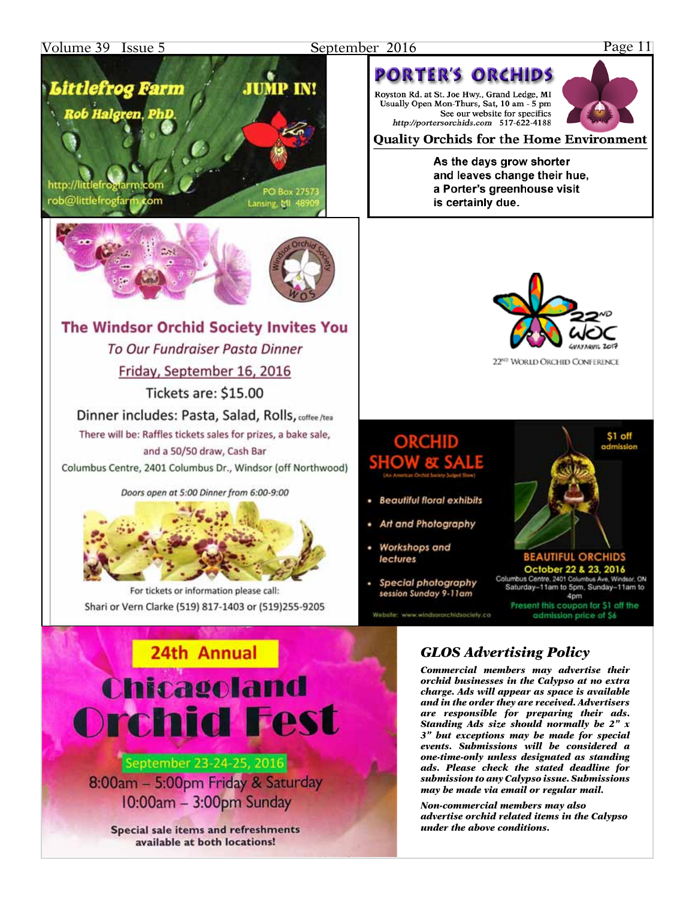**Littlefrog Farm**

**Rob Halgren, PhD**

**JUMP IN!**

http://littlefrogfarm.com
rob@littlefrogfarm.com

PO Box 27573
Lansing, MI 48909

**PORTER'S ORCHIDS**

Royston Rd. at St. Joe Hwy., Grand Ledge, MI
Usually Open Mon-Thurs, Sat, 10 am - 5 pm
See our website for specifics
*http://portersorchids.com* 517-622-4188

**Quality Orchids for the Home Environment**

As the days grow shorter
and leaves change their hue,
a Porter's greenhouse visit
is certainly due.

**The Windsor Orchid Society Invites You**

*To Our Fundraiser Pasta Dinner*

Friday, September 16, 2016

Tickets are: $15.00

Dinner includes: Pasta, Salad, Rolls, coffee /tea

There will be: Raffles tickets sales for prizes, a bake sale, and a 50/50 draw, Cash Bar

Columbus Centre, 2401 Columbus Dr., Windsor (off Northwood)

*Doors open at 5:00 Dinner from 6:00-9:00*

For tickets or information please call:
Shari or Vern Clarke (519) 817-1403 or (519)255-9205

22ND WOC GUAYAQUIL 2017
22ND WORLD ORCHID CONFERENCE

**ORCHID SHOW & SALE**
(An American Orchid Society Judged Show)

- *Beautiful floral exhibits*
- *Art and Photography*
- *Workshops and lectures*
- *Special photography session Sunday 9-11am*

Website: www.windsororchidsociety.ca

$1 off admission

**BEAUTIFUL ORCHIDS**
**October 22 & 23, 2016**
Columbus Centre, 2401 Columbus Ave, Windsor, ON
Saturday–11am to 5pm, Sunday–11am to 4pm
Present this coupon for $1 off the admission price of $6

**24th Annual**

# Chicagoland Orchid Fest

September 23-24-25, 2016
8:00am – 5:00pm Friday & Saturday
10:00am – 3:00pm Sunday

**Special sale items and refreshments available at both locations!**

## *GLOS Advertising Policy*

***Commercial members may advertise their orchid businesses in the Calypso at no extra charge. Ads will appear as space is available and in the order they are received. Advertisers are responsible for preparing their ads. Standing Ads size should normally be 2" x 3" but exceptions may be made for special events. Submissions will be considered a one-time-only unless designated as standing ads. Please check the stated deadline for submission to any Calypso issue. Submissions may be made via email or regular mail.***

***Non-commercial members may also advertise orchid related items in the Calypso under the above conditions.***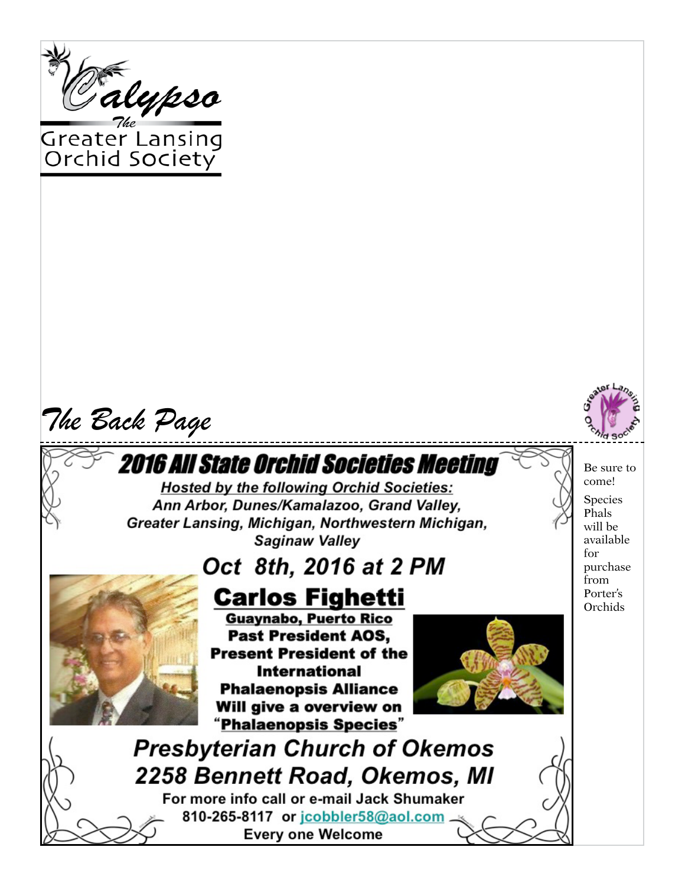Calypso

The Greater Lansing Orchid Society

## The Back Page

# 2016 All State Orchid Societies Meeting

**Hosted by the following Orchid Societies:**

***Ann Arbor, Dunes/Kamalazoo, Grand Valley, Greater Lansing, Michigan, Northwestern Michigan, Saginaw Valley***

## *Oct 8th, 2016 at 2 PM*

## Carlos Fighetti

**Guaynabo, Puerto Rico**

**Past President AOS, Present President of the International Phalaenopsis Alliance Will give a overview on "Phalaenopsis Species"**

## *Presbyterian Church of Okemos*
## *2258 Bennett Road, Okemos, MI*

**For more info call or e-mail Jack Shumaker**

**810-265-8117 or jcobbler58@aol.com**

**Every one Welcome**

Be sure to come!

Species Phals will be available for purchase from Porter's Orchids